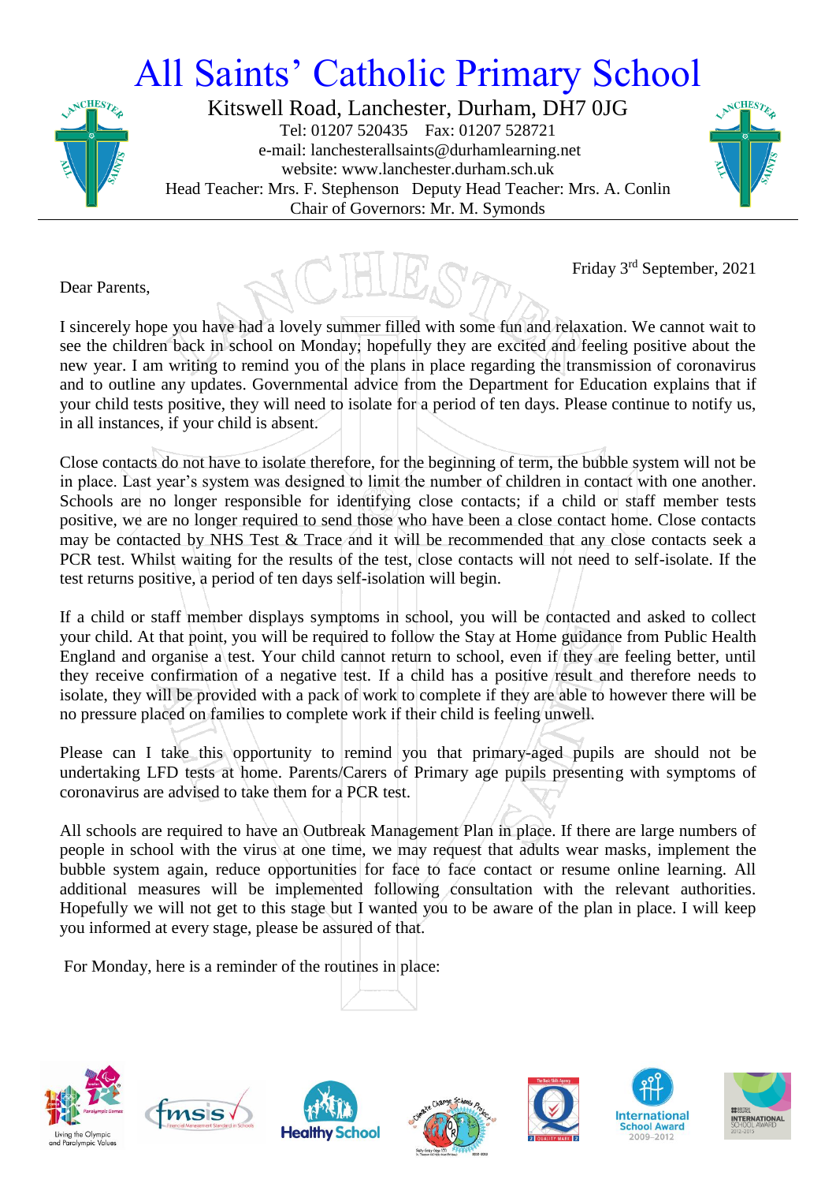# All Saints' Catholic Primary School

Kitswell Road, Lanchester, Durham, DH7 0JG
Tel: 01207 520435 Fax: 01207 528721
e-mail: lanchesterallsaints@durhamlearning.net
website: www.lanchester.durham.sch.uk
Head Teacher: Mrs. F. Stephenson Deputy Head Teacher: Mrs. A. Conlin
Chair of Governors: Mr. M. Symonds

Friday 3rd September, 2021

Dear Parents,

I sincerely hope you have had a lovely summer filled with some fun and relaxation. We cannot wait to see the children back in school on Monday; hopefully they are excited and feeling positive about the new year. I am writing to remind you of the plans in place regarding the transmission of coronavirus and to outline any updates. Governmental advice from the Department for Education explains that if your child tests positive, they will need to isolate for a period of ten days. Please continue to notify us, in all instances, if your child is absent.

Close contacts do not have to isolate therefore, for the beginning of term, the bubble system will not be in place. Last year's system was designed to limit the number of children in contact with one another. Schools are no longer responsible for identifying close contacts; if a child or staff member tests positive, we are no longer required to send those who have been a close contact home. Close contacts may be contacted by NHS Test & Trace and it will be recommended that any close contacts seek a PCR test. Whilst waiting for the results of the test, close contacts will not need to self-isolate. If the test returns positive, a period of ten days self-isolation will begin.

If a child or staff member displays symptoms in school, you will be contacted and asked to collect your child. At that point, you will be required to follow the Stay at Home guidance from Public Health England and organise a test. Your child cannot return to school, even if they are feeling better, until they receive confirmation of a negative test. If a child has a positive result and therefore needs to isolate, they will be provided with a pack of work to complete if they are able to however there will be no pressure placed on families to complete work if their child is feeling unwell.

Please can I take this opportunity to remind you that primary-aged pupils are should not be undertaking LFD tests at home. Parents/Carers of Primary age pupils presenting with symptoms of coronavirus are advised to take them for a PCR test.

All schools are required to have an Outbreak Management Plan in place. If there are large numbers of people in school with the virus at one time, we may request that adults wear masks, implement the bubble system again, reduce opportunities for face to face contact or resume online learning. All additional measures will be implemented following consultation with the relevant authorities. Hopefully we will not get to this stage but I wanted you to be aware of the plan in place. I will keep you informed at every stage, please be assured of that.

For Monday, here is a reminder of the routines in place: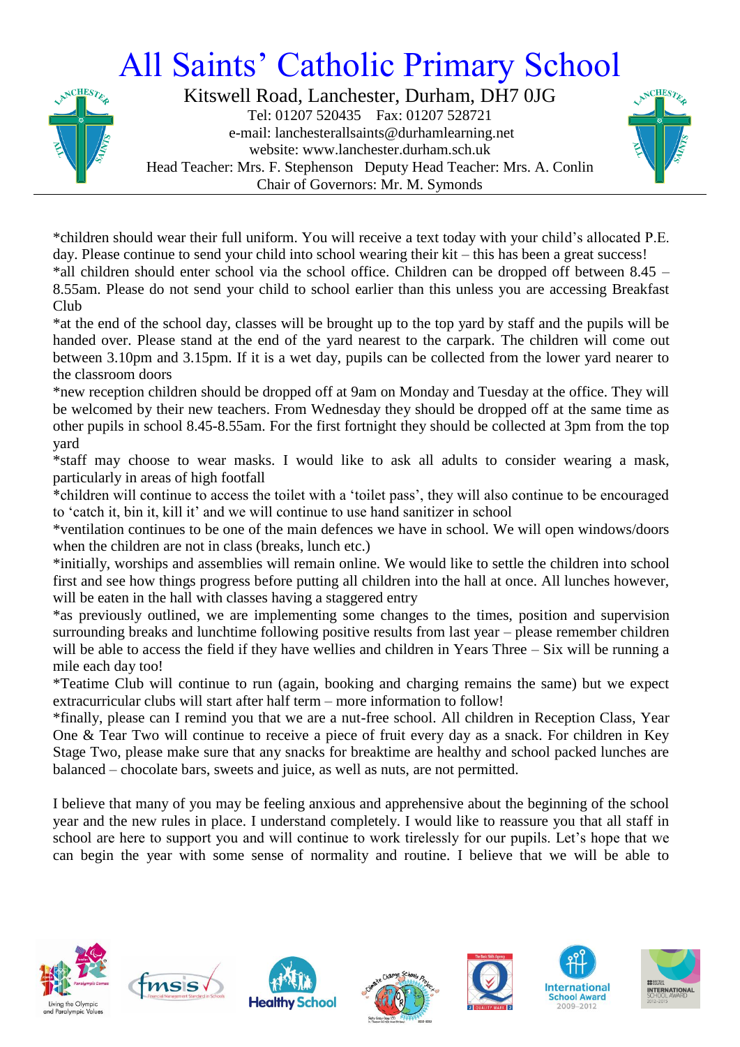# All Saints' Catholic Primary School

Kitswell Road, Lanchester, Durham, DH7 0JG
Tel: 01207 520435 Fax: 01207 528721
e-mail: lanchesterallsaints@durhamlearning.net
website: www.lanchester.durham.sch.uk
Head Teacher: Mrs. F. Stephenson Deputy Head Teacher: Mrs. A. Conlin
Chair of Governors: Mr. M. Symonds

*children should wear their full uniform. You will receive a text today with your child's allocated P.E. day. Please continue to send your child into school wearing their kit – this has been a great success!

*all children should enter school via the school office. Children can be dropped off between 8.45 – 8.55am. Please do not send your child to school earlier than this unless you are accessing Breakfast Club

*at the end of the school day, classes will be brought up to the top yard by staff and the pupils will be handed over. Please stand at the end of the yard nearest to the carpark. The children will come out between 3.10pm and 3.15pm. If it is a wet day, pupils can be collected from the lower yard nearer to the classroom doors

*new reception children should be dropped off at 9am on Monday and Tuesday at the office. They will be welcomed by their new teachers. From Wednesday they should be dropped off at the same time as other pupils in school 8.45-8.55am. For the first fortnight they should be collected at 3pm from the top yard

*staff may choose to wear masks. I would like to ask all adults to consider wearing a mask, particularly in areas of high footfall

*children will continue to access the toilet with a 'toilet pass', they will also continue to be encouraged to 'catch it, bin it, kill it' and we will continue to use hand sanitizer in school

*ventilation continues to be one of the main defences we have in school. We will open windows/doors when the children are not in class (breaks, lunch etc.)

*initially, worships and assemblies will remain online. We would like to settle the children into school first and see how things progress before putting all children into the hall at once. All lunches however, will be eaten in the hall with classes having a staggered entry

*as previously outlined, we are implementing some changes to the times, position and supervision surrounding breaks and lunchtime following positive results from last year – please remember children will be able to access the field if they have wellies and children in Years Three – Six will be running a mile each day too!

*Teatime Club will continue to run (again, booking and charging remains the same) but we expect extracurricular clubs will start after half term – more information to follow!

*finally, please can I remind you that we are a nut-free school. All children in Reception Class, Year One & Tear Two will continue to receive a piece of fruit every day as a snack. For children in Key Stage Two, please make sure that any snacks for breaktime are healthy and school packed lunches are balanced – chocolate bars, sweets and juice, as well as nuts, are not permitted.

I believe that many of you may be feeling anxious and apprehensive about the beginning of the school year and the new rules in place. I understand completely. I would like to reassure you that all staff in school are here to support you and will continue to work tirelessly for our pupils. Let's hope that we can begin the year with some sense of normality and routine. I believe that we will be able to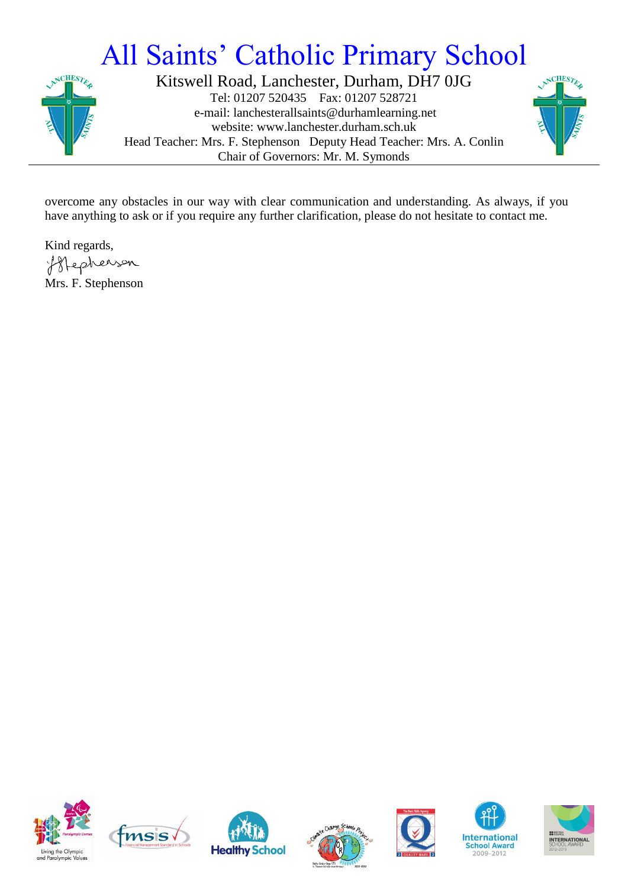overcome any obstacles in our way with clear communication and understanding. As always, if you have anything to ask or if you require any further clarification, please do not hesitate to contact me.

Kind regards,

Mrs. F. Stephenson